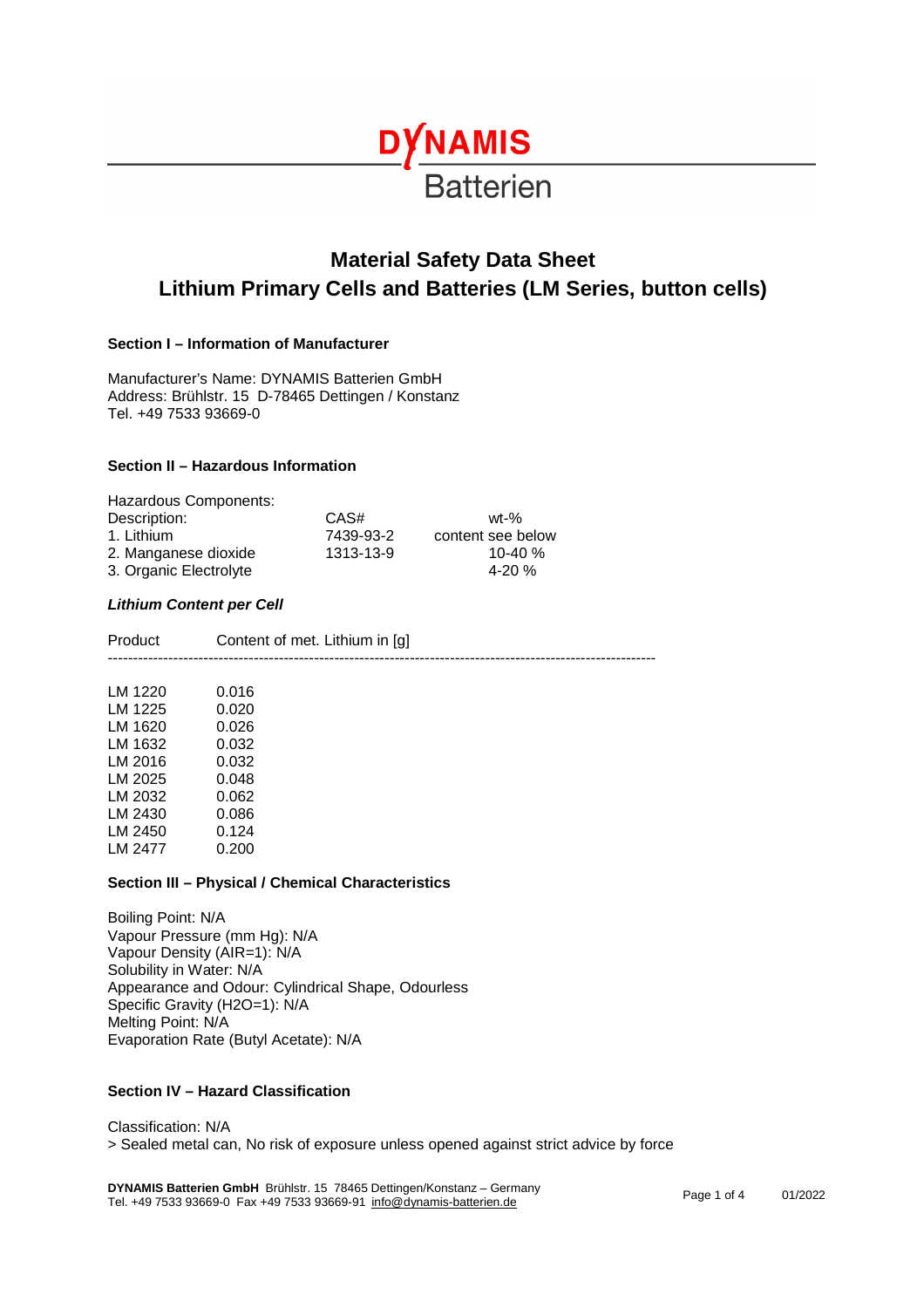DYNAMIS

Batterien

# Material Safety Data Sheet
# Lithium Primary Cells and Batteries (LM Series, button cells)

## Section I – Information of Manufacturer

Manufacturer's Name: DYNAMIS Batterien GmbH
Address: Brühlstr. 15 D-78465 Dettingen / Konstanz
Tel. +49 7533 93669-0

## Section II – Hazardous Information

Hazardous Components:

| Description: | CAS# | wt-% |
|---|---|---|
| 1. Lithium | 7439-93-2 | content see below |
| 2. Manganese dioxide | 1313-13-9 | 10-40 % |
| 3. Organic Electrolyte | | 4-20 % |

***Lithium Content per Cell***

| Product | Content of met. Lithium in [g] |
|---|---|
| LM 1220 | 0.016 |
| LM 1225 | 0.020 |
| LM 1620 | 0.026 |
| LM 1632 | 0.032 |
| LM 2016 | 0.032 |
| LM 2025 | 0.048 |
| LM 2032 | 0.062 |
| LM 2430 | 0.086 |
| LM 2450 | 0.124 |
| LM 2477 | 0.200 |

## Section III – Physical / Chemical Characteristics

Boiling Point: N/A
Vapour Pressure (mm Hg): N/A
Vapour Density (AIR=1): N/A
Solubility in Water: N/A
Appearance and Odour: Cylindrical Shape, Odourless
Specific Gravity (H2O=1): N/A
Melting Point: N/A
Evaporation Rate (Butyl Acetate): N/A

## Section IV – Hazard Classification

Classification: N/A
> Sealed metal can, No risk of exposure unless opened against strict advice by force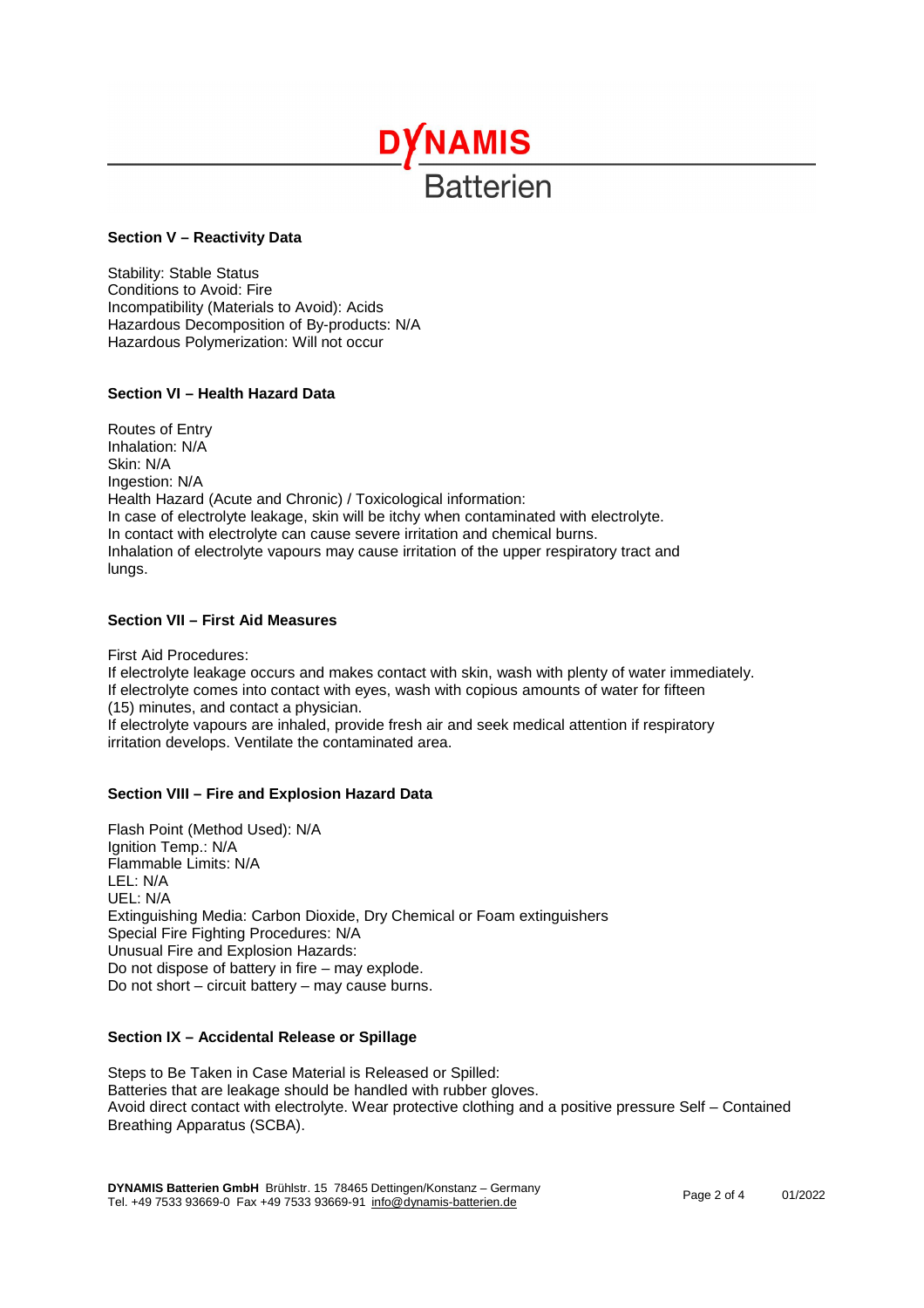### Section V – Reactivity Data

Stability: Stable Status
Conditions to Avoid: Fire
Incompatibility (Materials to Avoid): Acids
Hazardous Decomposition of By-products: N/A
Hazardous Polymerization: Will not occur

### Section VI – Health Hazard Data

Routes of Entry
Inhalation: N/A
Skin: N/A
Ingestion: N/A
Health Hazard (Acute and Chronic) / Toxicological information:
In case of electrolyte leakage, skin will be itchy when contaminated with electrolyte.
In contact with electrolyte can cause severe irritation and chemical burns.
Inhalation of electrolyte vapours may cause irritation of the upper respiratory tract and lungs.

### Section VII – First Aid Measures

First Aid Procedures:
If electrolyte leakage occurs and makes contact with skin, wash with plenty of water immediately.
If electrolyte comes into contact with eyes, wash with copious amounts of water for fifteen (15) minutes, and contact a physician.
If electrolyte vapours are inhaled, provide fresh air and seek medical attention if respiratory irritation develops. Ventilate the contaminated area.

### Section VIII – Fire and Explosion Hazard Data

Flash Point (Method Used): N/A
Ignition Temp.: N/A
Flammable Limits: N/A
LEL: N/A
UEL: N/A
Extinguishing Media: Carbon Dioxide, Dry Chemical or Foam extinguishers
Special Fire Fighting Procedures: N/A
Unusual Fire and Explosion Hazards:
Do not dispose of battery in fire – may explode.
Do not short – circuit battery – may cause burns.

### Section IX – Accidental Release or Spillage

Steps to Be Taken in Case Material is Released or Spilled:
Batteries that are leakage should be handled with rubber gloves.
Avoid direct contact with electrolyte. Wear protective clothing and a positive pressure Self – Contained Breathing Apparatus (SCBA).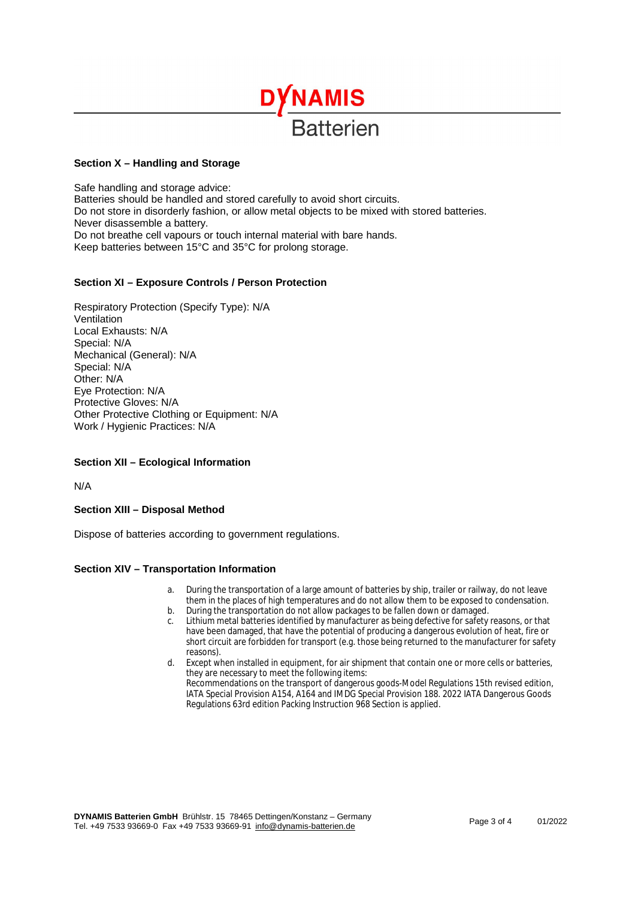## Section X – Handling and Storage

Safe handling and storage advice:
Batteries should be handled and stored carefully to avoid short circuits.
Do not store in disorderly fashion, or allow metal objects to be mixed with stored batteries.
Never disassemble a battery.
Do not breathe cell vapours or touch internal material with bare hands.
Keep batteries between 15°C and 35°C for prolong storage.

## Section XI – Exposure Controls / Person Protection

Respiratory Protection (Specify Type): N/A
Ventilation
Local Exhausts: N/A
Special: N/A
Mechanical (General): N/A
Special: N/A
Other: N/A
Eye Protection: N/A
Protective Gloves: N/A
Other Protective Clothing or Equipment: N/A
Work / Hygienic Practices: N/A

## Section XII – Ecological Information

N/A

## Section XIII – Disposal Method

Dispose of batteries according to government regulations.

## Section XIV – Transportation Information

a. During the transportation of a large amount of batteries by ship, trailer or railway, do not leave them in the places of high temperatures and do not allow them to be exposed to condensation.
b. During the transportation do not allow packages to be fallen down or damaged.
c. Lithium metal batteries identified by manufacturer as being defective for safety reasons, or that have been damaged, that have the potential of producing a dangerous evolution of heat, fire or short circuit are forbidden for transport (e.g. those being returned to the manufacturer for safety reasons).
d. Except when installed in equipment, for air shipment that contain one or more cells or batteries, they are necessary to meet the following items:
   Recommendations on the transport of dangerous goods-Model Regulations 15th revised edition, IATA Special Provision A154, A164 and IMDG Special Provision 188. 2022 IATA Dangerous Goods Regulations 63rd edition Packing Instruction 968 Section is applied.

**DYNAMIS Batterien GmbH** Brühlstr. 15 78465 Dettingen/Konstanz – Germany
Tel. +49 7533 93669-0 Fax +49 7533 93669-91 info@dynamis-batterien.de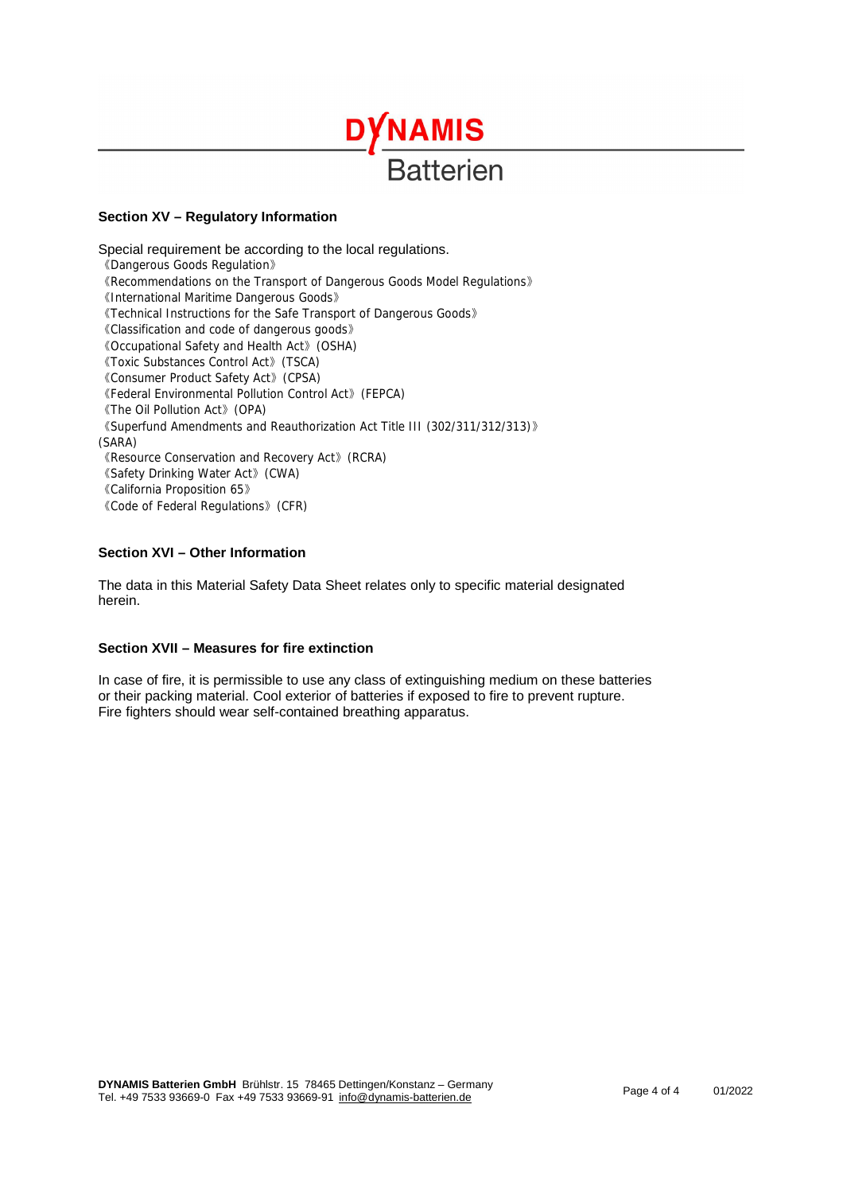### Section XV – Regulatory Information

Special requirement be according to the local regulations.
《Dangerous Goods Regulation》
《Recommendations on the Transport of Dangerous Goods Model Regulations》
《International Maritime Dangerous Goods》
《Technical Instructions for the Safe Transport of Dangerous Goods》
《Classification and code of dangerous goods》
《Occupational Safety and Health Act》(OSHA)
《Toxic Substances Control Act》(TSCA)
《Consumer Product Safety Act》(CPSA)
《Federal Environmental Pollution Control Act》(FEPCA)
《The Oil Pollution Act》(OPA)
《Superfund Amendments and Reauthorization Act Title III (302/311/312/313)》(SARA)
《Resource Conservation and Recovery Act》(RCRA)
《Safety Drinking Water Act》(CWA)
《California Proposition 65》
《Code of Federal Regulations》(CFR)

### Section XVI – Other Information

The data in this Material Safety Data Sheet relates only to specific material designated herein.

### Section XVII – Measures for fire extinction

In case of fire, it is permissible to use any class of extinguishing medium on these batteries or their packing material. Cool exterior of batteries if exposed to fire to prevent rupture. Fire fighters should wear self-contained breathing apparatus.